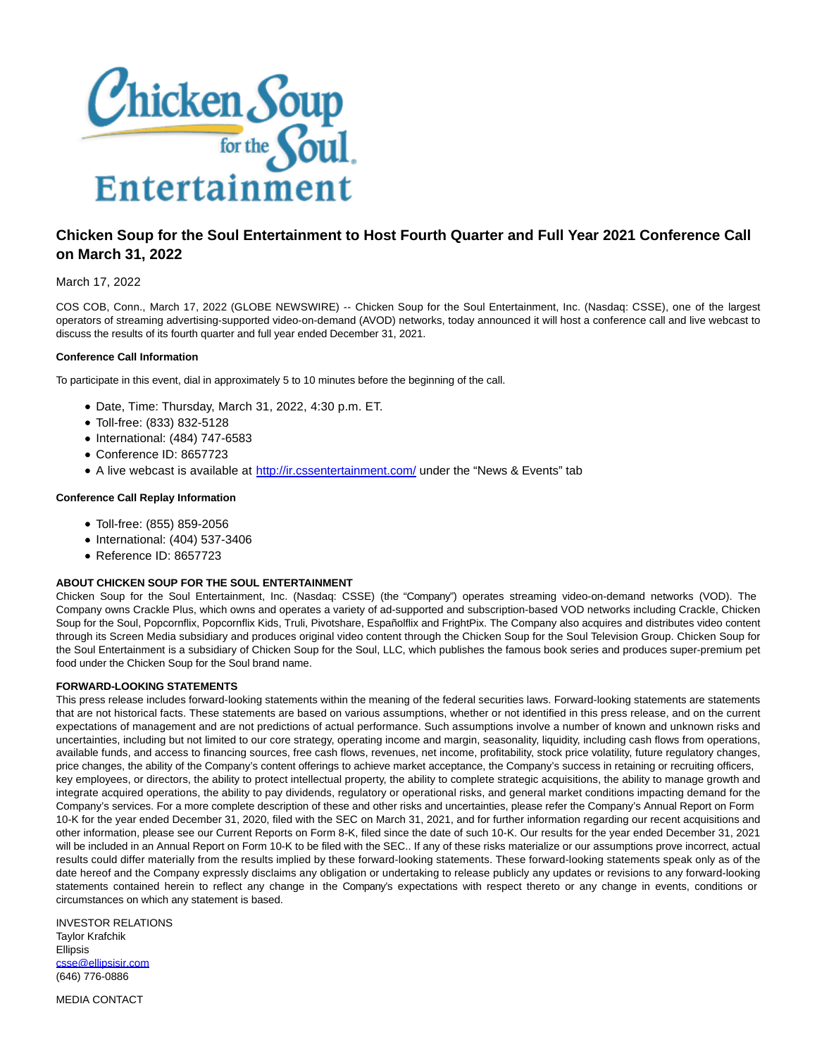# Chicken Soup for the Soul Entertainment to Host Fourth Quarter and Full Year 2021 Conference Call on March 31, 2022

March 17, 2022

COS COB, Conn., March 17, 2022 (GLOBE NEWSWIRE) -- Chicken Soup for the Soul Entertainment, Inc. (Nasdaq: CSSE), one of the largest operators of streaming advertising-supported video-on-demand (AVOD) networks, today announced it will host a conference call and live webcast to discuss the results of its fourth quarter and full year ended December 31, 2021.

**Conference Call Information**

To participate in this event, dial in approximately 5 to 10 minutes before the beginning of the call.

- Date, Time: Thursday, March 31, 2022, 4:30 p.m. ET.
- Toll-free: (833) 832-5128
- International: (484) 747-6583
- Conference ID: 8657723
- A live webcast is available at http://ir.cssentertainment.com/ under the "News & Events" tab

**Conference Call Replay Information**

- Toll-free: (855) 859-2056
- International: (404) 537-3406
- Reference ID: 8657723

**ABOUT CHICKEN SOUP FOR THE SOUL ENTERTAINMENT**

Chicken Soup for the Soul Entertainment, Inc. (Nasdaq: CSSE) (the "Company") operates streaming video-on-demand networks (VOD). The Company owns Crackle Plus, which owns and operates a variety of ad-supported and subscription-based VOD networks including Crackle, Chicken Soup for the Soul, Popcornflix, Popcornflix Kids, Truli, Pivotshare, Españolflix and FrightPix. The Company also acquires and distributes video content through its Screen Media subsidiary and produces original video content through the Chicken Soup for the Soul Television Group. Chicken Soup for the Soul Entertainment is a subsidiary of Chicken Soup for the Soul, LLC, which publishes the famous book series and produces super-premium pet food under the Chicken Soup for the Soul brand name.

**FORWARD-LOOKING STATEMENTS**

This press release includes forward-looking statements within the meaning of the federal securities laws. Forward-looking statements are statements that are not historical facts. These statements are based on various assumptions, whether or not identified in this press release, and on the current expectations of management and are not predictions of actual performance. Such assumptions involve a number of known and unknown risks and uncertainties, including but not limited to our core strategy, operating income and margin, seasonality, liquidity, including cash flows from operations, available funds, and access to financing sources, free cash flows, revenues, net income, profitability, stock price volatility, future regulatory changes, price changes, the ability of the Company's content offerings to achieve market acceptance, the Company's success in retaining or recruiting officers, key employees, or directors, the ability to protect intellectual property, the ability to complete strategic acquisitions, the ability to manage growth and integrate acquired operations, the ability to pay dividends, regulatory or operational risks, and general market conditions impacting demand for the Company's services. For a more complete description of these and other risks and uncertainties, please refer the Company's Annual Report on Form 10-K for the year ended December 31, 2020, filed with the SEC on March 31, 2021, and for further information regarding our recent acquisitions and other information, please see our Current Reports on Form 8-K, filed since the date of such 10-K. Our results for the year ended December 31, 2021 will be included in an Annual Report on Form 10-K to be filed with the SEC.. If any of these risks materialize or our assumptions prove incorrect, actual results could differ materially from the results implied by these forward-looking statements. These forward-looking statements speak only as of the date hereof and the Company expressly disclaims any obligation or undertaking to release publicly any updates or revisions to any forward-looking statements contained herein to reflect any change in the Company's expectations with respect thereto or any change in events, conditions or circumstances on which any statement is based.

INVESTOR RELATIONS
Taylor Krafchik
Ellipsis
csse@ellipsisir.com
(646) 776-0886

MEDIA CONTACT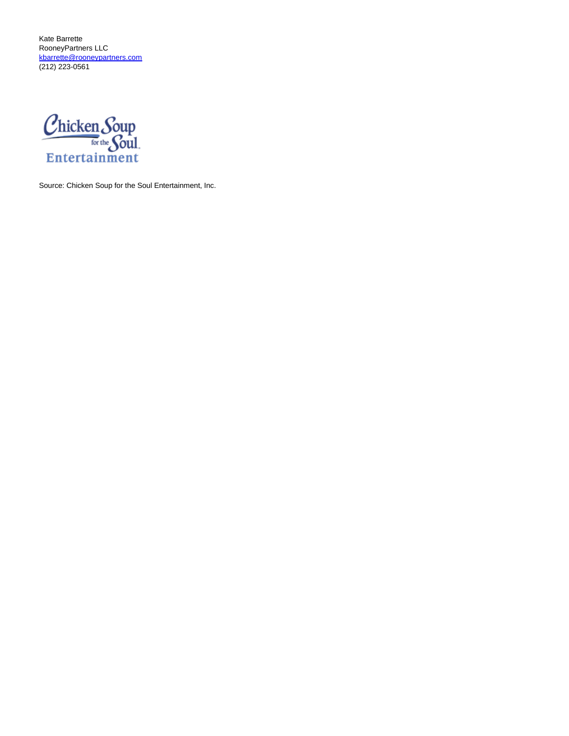Kate Barrette
RooneyPartners LLC
kbarrette@rooneypartners.com
(212) 223-0561

Source: Chicken Soup for the Soul Entertainment, Inc.